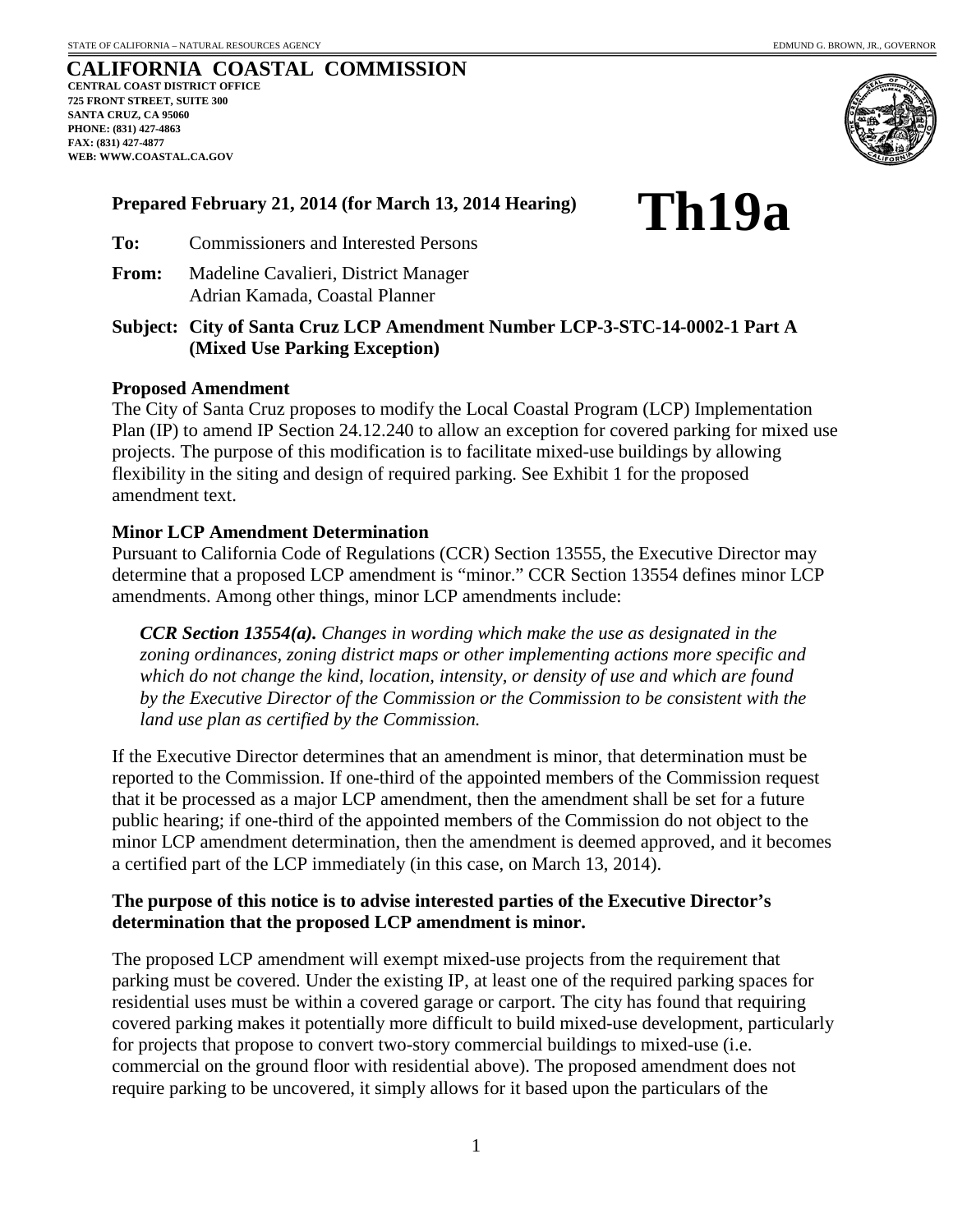STATE OF CALIFORNIA – NATURAL RESOURCES AGENCY — EDMUND G. BROWN, JR., GOVERNOR

# CALIFORNIA COASTAL COMMISSION

**CENTRAL COAST DISTRICT OFFICE**
**725 FRONT STREET, SUITE 300**
**SANTA CRUZ, CA 95060**
**PHONE: (831) 427-4863**
**FAX: (831) 427-4877**
**WEB: WWW.COASTAL.CA.GOV**

**Prepared February 21, 2014 (for March 13, 2014 Hearing)**

# Th19a

**To:** Commissioners and Interested Persons

**From:** Madeline Cavalieri, District Manager
Adrian Kamada, Coastal Planner

**Subject: City of Santa Cruz LCP Amendment Number LCP-3-STC-14-0002-1 Part A (Mixed Use Parking Exception)**

**Proposed Amendment**

The City of Santa Cruz proposes to modify the Local Coastal Program (LCP) Implementation Plan (IP) to amend IP Section 24.12.240 to allow an exception for covered parking for mixed use projects. The purpose of this modification is to facilitate mixed-use buildings by allowing flexibility in the siting and design of required parking. See Exhibit 1 for the proposed amendment text.

**Minor LCP Amendment Determination**

Pursuant to California Code of Regulations (CCR) Section 13555, the Executive Director may determine that a proposed LCP amendment is "minor." CCR Section 13554 defines minor LCP amendments. Among other things, minor LCP amendments include:

> ***CCR Section 13554(a).*** *Changes in wording which make the use as designated in the zoning ordinances, zoning district maps or other implementing actions more specific and which do not change the kind, location, intensity, or density of use and which are found by the Executive Director of the Commission or the Commission to be consistent with the land use plan as certified by the Commission.*

If the Executive Director determines that an amendment is minor, that determination must be reported to the Commission. If one-third of the appointed members of the Commission request that it be processed as a major LCP amendment, then the amendment shall be set for a future public hearing; if one-third of the appointed members of the Commission do not object to the minor LCP amendment determination, then the amendment is deemed approved, and it becomes a certified part of the LCP immediately (in this case, on March 13, 2014).

**The purpose of this notice is to advise interested parties of the Executive Director's determination that the proposed LCP amendment is minor.**

The proposed LCP amendment will exempt mixed-use projects from the requirement that parking must be covered. Under the existing IP, at least one of the required parking spaces for residential uses must be within a covered garage or carport. The city has found that requiring covered parking makes it potentially more difficult to build mixed-use development, particularly for projects that propose to convert two-story commercial buildings to mixed-use (i.e. commercial on the ground floor with residential above). The proposed amendment does not require parking to be uncovered, it simply allows for it based upon the particulars of the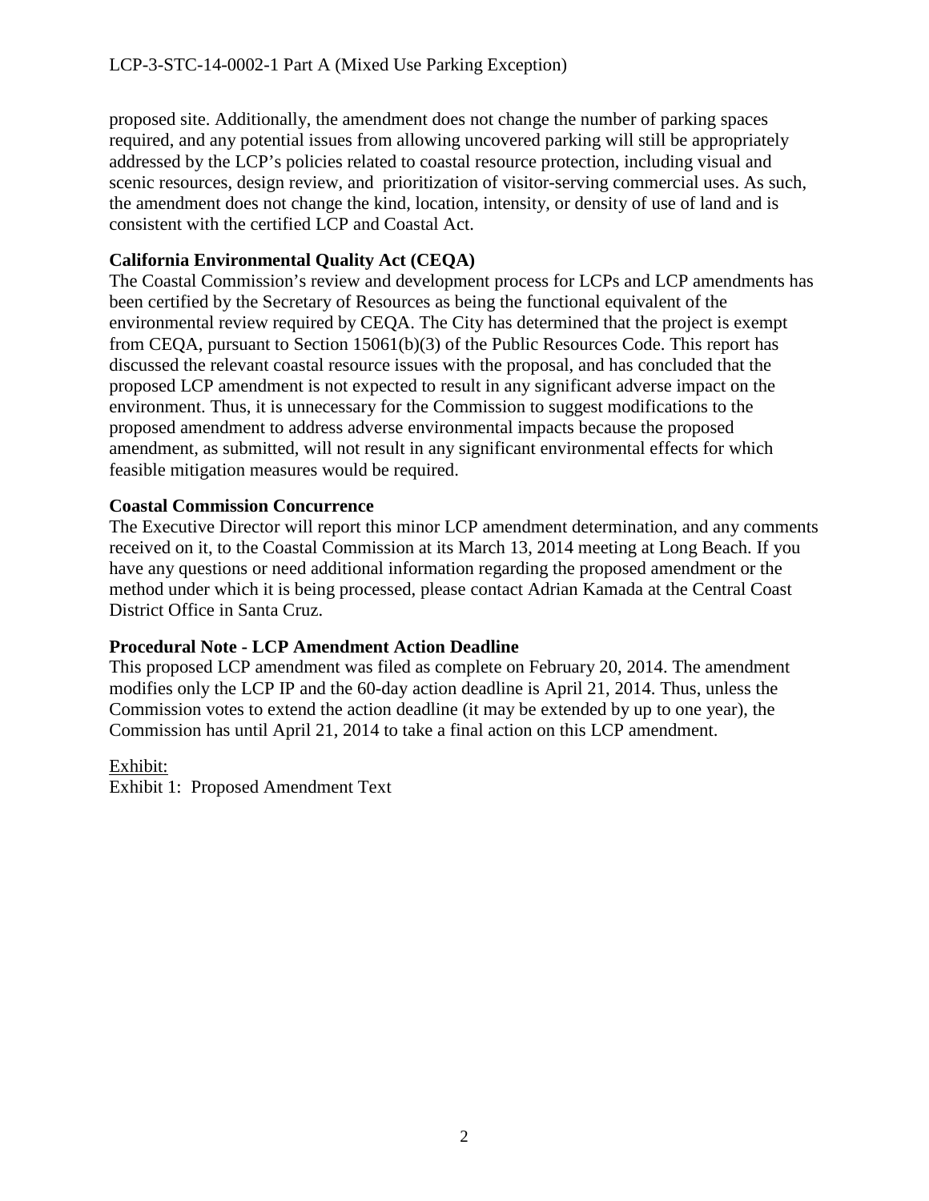proposed site. Additionally, the amendment does not change the number of parking spaces required, and any potential issues from allowing uncovered parking will still be appropriately addressed by the LCP's policies related to coastal resource protection, including visual and scenic resources, design review, and prioritization of visitor-serving commercial uses. As such, the amendment does not change the kind, location, intensity, or density of use of land and is consistent with the certified LCP and Coastal Act.

**California Environmental Quality Act (CEQA)**

The Coastal Commission's review and development process for LCPs and LCP amendments has been certified by the Secretary of Resources as being the functional equivalent of the environmental review required by CEQA. The City has determined that the project is exempt from CEQA, pursuant to Section 15061(b)(3) of the Public Resources Code. This report has discussed the relevant coastal resource issues with the proposal, and has concluded that the proposed LCP amendment is not expected to result in any significant adverse impact on the environment. Thus, it is unnecessary for the Commission to suggest modifications to the proposed amendment to address adverse environmental impacts because the proposed amendment, as submitted, will not result in any significant environmental effects for which feasible mitigation measures would be required.

**Coastal Commission Concurrence**

The Executive Director will report this minor LCP amendment determination, and any comments received on it, to the Coastal Commission at its March 13, 2014 meeting at Long Beach. If you have any questions or need additional information regarding the proposed amendment or the method under which it is being processed, please contact Adrian Kamada at the Central Coast District Office in Santa Cruz.

**Procedural Note - LCP Amendment Action Deadline**

This proposed LCP amendment was filed as complete on February 20, 2014. The amendment modifies only the LCP IP and the 60-day action deadline is April 21, 2014. Thus, unless the Commission votes to extend the action deadline (it may be extended by up to one year), the Commission has until April 21, 2014 to take a final action on this LCP amendment.

Exhibit:

Exhibit 1: Proposed Amendment Text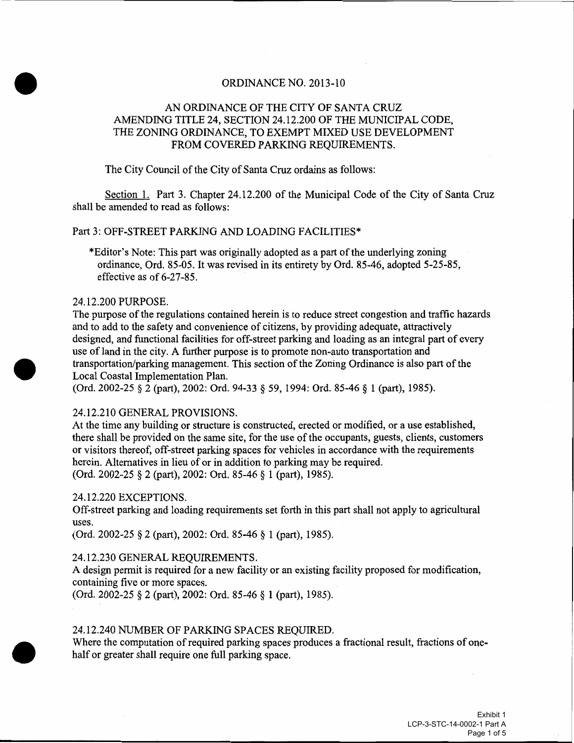ORDINANCE NO. 2013-10

AN ORDINANCE OF THE CITY OF SANTA CRUZ AMENDING TITLE 24, SECTION 24.12.200 OF THE MUNICIPAL CODE, THE ZONING ORDINANCE, TO EXEMPT MIXED USE DEVELOPMENT FROM COVERED PARKING REQUIREMENTS.

The City Council of the City of Santa Cruz ordains as follows:

Section 1. Part 3. Chapter 24.12.200 of the Municipal Code of the City of Santa Cruz shall be amended to read as follows:

Part 3: OFF-STREET PARKING AND LOADING FACILITIES*

*Editor's Note: This part was originally adopted as a part of the underlying zoning ordinance, Ord. 85-05. It was revised in its entirety by Ord. 85-46, adopted 5-25-85, effective as of 6-27-85.

24.12.200 PURPOSE.
The purpose of the regulations contained herein is to reduce street congestion and traffic hazards and to add to the safety and convenience of citizens, by providing adequate, attractively designed, and functional facilities for off-street parking and loading as an integral part of every use of land in the city. A further purpose is to promote non-auto transportation and transportation/parking management. This section of the Zoning Ordinance is also part of the Local Coastal Implementation Plan.
(Ord. 2002-25 § 2 (part), 2002: Ord. 94-33 § 59, 1994: Ord. 85-46 § 1 (part), 1985).

24.12.210 GENERAL PROVISIONS.
At the time any building or structure is constructed, erected or modified, or a use established, there shall be provided on the same site, for the use of the occupants, guests, clients, customers or visitors thereof, off-street parking spaces for vehicles in accordance with the requirements herein. Alternatives in lieu of or in addition to parking may be required.
(Ord. 2002-25 § 2 (part), 2002: Ord. 85-46 § 1 (part), 1985).

24.12.220 EXCEPTIONS.
Off-street parking and loading requirements set forth in this part shall not apply to agricultural uses.
(Ord. 2002-25 § 2 (part), 2002: Ord. 85-46 § 1 (part), 1985).

24.12.230 GENERAL REQUIREMENTS.
A design permit is required for a new facility or an existing facility proposed for modification, containing five or more spaces.
(Ord. 2002-25 § 2 (part), 2002: Ord. 85-46 § 1 (part), 1985).

24.12.240 NUMBER OF PARKING SPACES REQUIRED.
Where the computation of required parking spaces produces a fractional result, fractions of one-half or greater shall require one full parking space.

Exhibit 1
LCP-3-STC-14-0002-1 Part A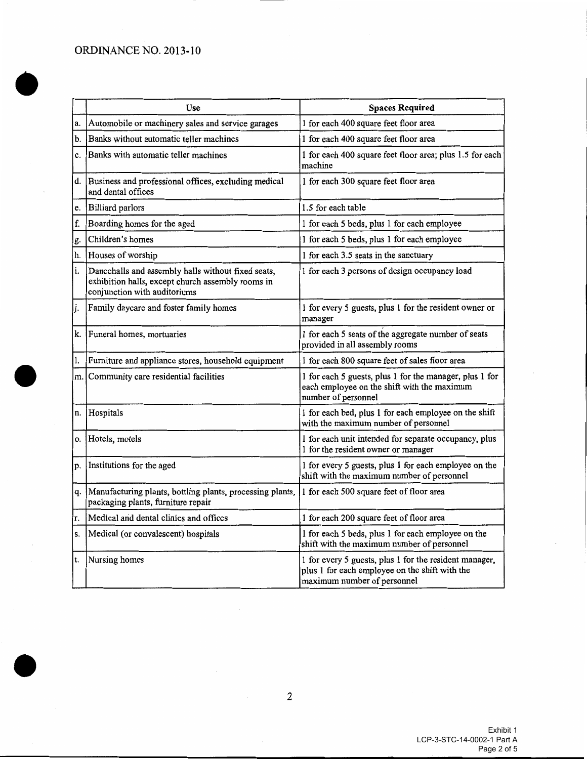ORDINANCE NO. 2013-10

| | Use | Spaces Required |
|---|---|---|
| a. | Automobile or machinery sales and service garages | 1 for each 400 square feet floor area |
| b. | Banks without automatic teller machines | 1 for each 400 square feet floor area |
| c. | Banks with automatic teller machines | 1 for each 400 square feet floor area; plus 1.5 for each machine |
| d. | Business and professional offices, excluding medical and dental offices | 1 for each 300 square feet floor area |
| e. | Billiard parlors | 1.5 for each table |
| f. | Boarding homes for the aged | 1 for each 5 beds, plus 1 for each employee |
| g. | Children's homes | 1 for each 5 beds, plus 1 for each employee |
| h. | Houses of worship | 1 for each 3.5 seats in the sanctuary |
| i. | Dancehalls and assembly halls without fixed seats, exhibition halls, except church assembly rooms in conjunction with auditoriums | 1 for each 3 persons of design occupancy load |
| j. | Family daycare and foster family homes | 1 for every 5 guests, plus 1 for the resident owner or manager |
| k. | Funeral homes, mortuaries | 1 for each 5 seats of the aggregate number of seats provided in all assembly rooms |
| l. | Furniture and appliance stores, household equipment | 1 for each 800 square feet of sales floor area |
| m. | Community care residential facilities | 1 for each 5 guests, plus 1 for the manager, plus 1 for each employee on the shift with the maximum number of personnel |
| n. | Hospitals | 1 for each bed, plus 1 for each employee on the shift with the maximum number of personnel |
| o. | Hotels, motels | 1 for each unit intended for separate occupancy, plus 1 for the resident owner or manager |
| p. | Institutions for the aged | 1 for every 5 guests, plus 1 for each employee on the shift with the maximum number of personnel |
| q. | Manufacturing plants, bottling plants, processing plants, packaging plants, furniture repair | 1 for each 500 square feet of floor area |
| r. | Medical and dental clinics and offices | 1 for each 200 square feet of floor area |
| s. | Medical (or convalescent) hospitals | 1 for each 5 beds, plus 1 for each employee on the shift with the maximum number of personnel |
| t. | Nursing homes | 1 for every 5 guests, plus 1 for the resident manager, plus 1 for each employee on the shift with the maximum number of personnel |

Exhibit 1
LCP-3-STC-14-0002-1 Part A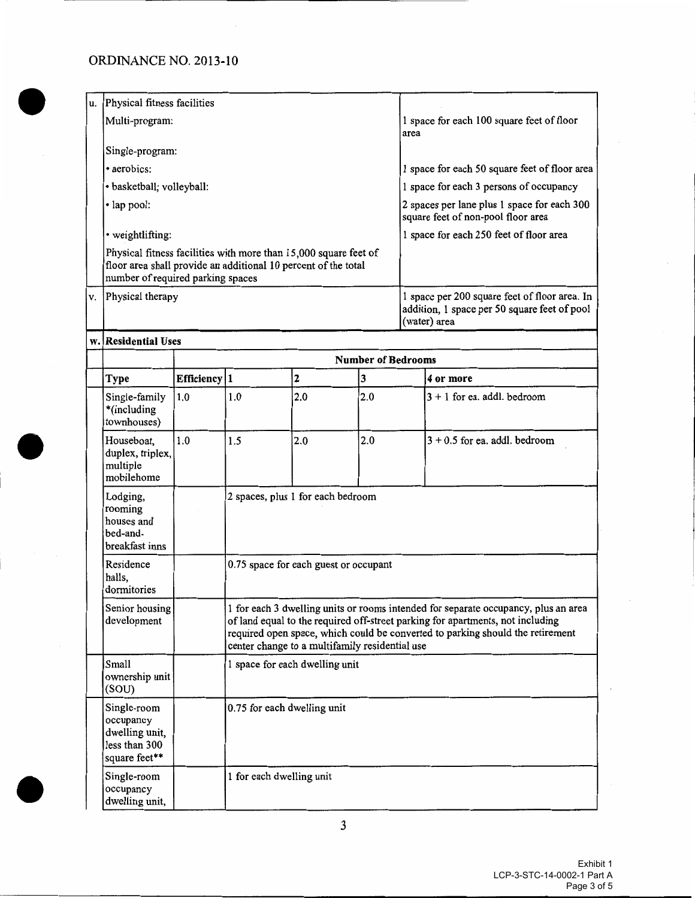## ORDINANCE NO. 2013-10

| | | |
|---|---|---|
| u. | Physical fitness facilities | |
| | Multi-program: | 1 space for each 100 square feet of floor area |
| | Single-program: | |
| | • aerobics: | 1 space for each 50 square feet of floor area |
| | • basketball; volleyball: | 1 space for each 3 persons of occupancy |
| | • lap pool: | 2 spaces per lane plus 1 space for each 300 square feet of non-pool floor area |
| | • weightlifting: | 1 space for each 250 feet of floor area |
| | Physical fitness facilities with more than 15,000 square feet of floor area shall provide an additional 10 percent of the total number of required parking spaces | |
| v. | Physical therapy | 1 space per 200 square feet of floor area. In addition, 1 space per 50 square feet of pool (water) area |

| | | | | | | |
|---|---|---|---|---|---|---|
| **w.** | **Residential Uses** | | | | | |
| | | **Number of Bedrooms** | | | | |
| | **Type** | **Efficiency** | **1** | **2** | **3** | **4 or more** |
| | Single-family *(including townhouses) | 1.0 | 1.0 | 2.0 | 2.0 | 3 + 1 for ea. addl. bedroom |
| | Houseboat, duplex, triplex, multiple mobilehome | 1.0 | 1.5 | 2.0 | 2.0 | 3 + 0.5 for ea. addl. bedroom |
| | Lodging, rooming houses and bed-and-breakfast inns | | 2 spaces, plus 1 for each bedroom | | | |
| | Residence halls, dormitories | | 0.75 space for each guest or occupant | | | |
| | Senior housing development | | 1 for each 3 dwelling units or rooms intended for separate occupancy, plus an area of land equal to the required off-street parking for apartments, not including required open space, which could be converted to parking should the retirement center change to a multifamily residential use | | | |
| | Small ownership unit (SOU) | | 1 space for each dwelling unit | | | |
| | Single-room occupancy dwelling unit, less than 300 square feet** | | 0.75 for each dwelling unit | | | |
| | Single-room occupancy dwelling unit, | | 1 for each dwelling unit | | | |

Exhibit 1
LCP-3-STC-14-0002-1 Part A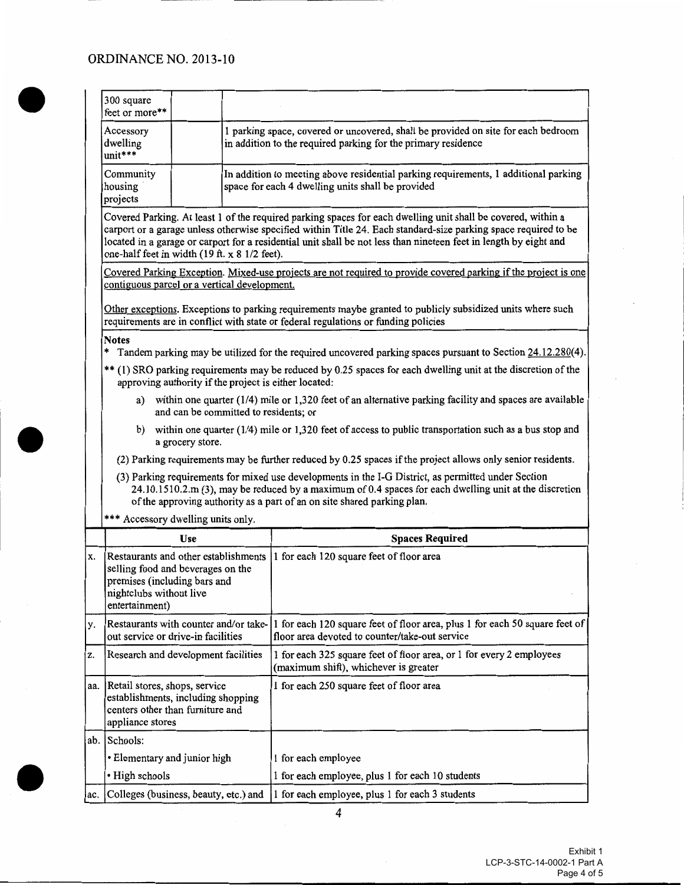ORDINANCE NO. 2013-10

| | | |
|---|---|---|
| 300 square feet or more** | | |
| Accessory dwelling unit*** | | 1 parking space, covered or uncovered, shall be provided on site for each bedroom in addition to the required parking for the primary residence |
| Community housing projects | | In addition to meeting above residential parking requirements, 1 additional parking space for each 4 dwelling units shall be provided |

Covered Parking. At least 1 of the required parking spaces for each dwelling unit shall be covered, within a carport or a garage unless otherwise specified within Title 24. Each standard-size parking space required to be located in a garage or carport for a residential unit shall be not less than nineteen feet in length by eight and one-half feet in width (19 ft. x 8 1/2 feet).

<u>Covered Parking Exception. Mixed-use projects are not required to provide covered parking if the project is one contiguous parcel or a vertical development.</u>

<u>Other exceptions.</u> Exceptions to parking requirements maybe granted to publicly subsidized units where such requirements are in conflict with state or federal regulations or funding policies

**Notes**

\* Tandem parking may be utilized for the required uncovered parking spaces pursuant to Section 24.12.280(4).

** (1) SRO parking requirements may be reduced by 0.25 spaces for each dwelling unit at the discretion of the approving authority if the project is either located:

a) within one quarter (1/4) mile or 1,320 feet of an alternative parking facility and spaces are available and can be committed to residents; or

b) within one quarter (1/4) mile or 1,320 feet of access to public transportation such as a bus stop and a grocery store.

(2) Parking requirements may be further reduced by 0.25 spaces if the project allows only senior residents.

(3) Parking requirements for mixed use developments in the I-G District, as permitted under Section 24.10.1510.2.m (3), may be reduced by a maximum of 0.4 spaces for each dwelling unit at the discretion of the approving authority as a part of an on site shared parking plan.

*** Accessory dwelling units only.

| | Use | Spaces Required |
|---|---|---|
| x. | Restaurants and other establishments selling food and beverages on the premises (including bars and nightclubs without live entertainment) | 1 for each 120 square feet of floor area |
| y. | Restaurants with counter and/or take-out service or drive-in facilities | 1 for each 120 square feet of floor area, plus 1 for each 50 square feet of floor area devoted to counter/take-out service |
| z. | Research and development facilities | 1 for each 325 square feet of floor area, or 1 for every 2 employees (maximum shift), whichever is greater |
| aa. | Retail stores, shops, service establishments, including shopping centers other than furniture and appliance stores | 1 for each 250 square feet of floor area |
| ab. | Schools: | |
| | • Elementary and junior high | 1 for each employee |
| | • High schools | 1 for each employee, plus 1 for each 10 students |
| ac. | Colleges (business, beauty, etc.) and | 1 for each employee, plus 1 for each 3 students |

Exhibit 1
LCP-3-STC-14-0002-1 Part A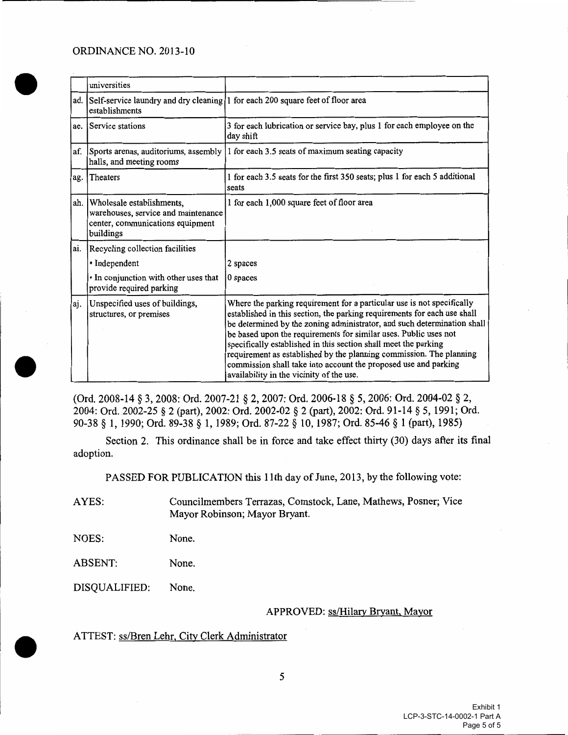ORDINANCE NO. 2013-10

| | | |
|---|---|---|
| | universities | |
| ad. | Self-service laundry and dry cleaning establishments | 1 for each 200 square feet of floor area |
| ae. | Service stations | 3 for each lubrication or service bay, plus 1 for each employee on the day shift |
| af. | Sports arenas, auditoriums, assembly halls, and meeting rooms | 1 for each 3.5 seats of maximum seating capacity |
| ag. | Theaters | 1 for each 3.5 seats for the first 350 seats; plus 1 for each 5 additional seats |
| ah. | Wholesale establishments, warehouses, service and maintenance center, communications equipment buildings | 1 for each 1,000 square feet of floor area |
| ai. | Recycling collection facilities<br>• Independent<br>• In conjunction with other uses that provide required parking | <br>2 spaces<br>0 spaces |
| aj. | Unspecified uses of buildings, structures, or premises | Where the parking requirement for a particular use is not specifically established in this section, the parking requirements for each use shall be determined by the zoning administrator, and such determination shall be based upon the requirements for similar uses. Public uses not specifically established in this section shall meet the parking requirement as established by the planning commission. The planning commission shall take into account the proposed use and parking availability in the vicinity of the use. |

(Ord. 2008-14 § 3, 2008: Ord. 2007-21 § 2, 2007: Ord. 2006-18 § 5, 2006: Ord. 2004-02 § 2, 2004: Ord. 2002-25 § 2 (part), 2002: Ord. 2002-02 § 2 (part), 2002: Ord. 91-14 § 5, 1991; Ord. 90-38 § 1, 1990; Ord. 89-38 § 1, 1989; Ord. 87-22 § 10, 1987; Ord. 85-46 § 1 (part), 1985)

Section 2. This ordinance shall be in force and take effect thirty (30) days after its final adoption.

PASSED FOR PUBLICATION this 11th day of June, 2013, by the following vote:

AYES: Councilmembers Terrazas, Comstock, Lane, Mathews, Posner; Vice Mayor Robinson; Mayor Bryant.

NOES: None.

ABSENT: None.

DISQUALIFIED: None.

APPROVED: ss/Hilary Bryant, Mayor

ATTEST: ss/Bren Lehr, City Clerk Administrator

Exhibit 1
LCP-3-STC-14-0002-1 Part A
Page 5 of 5